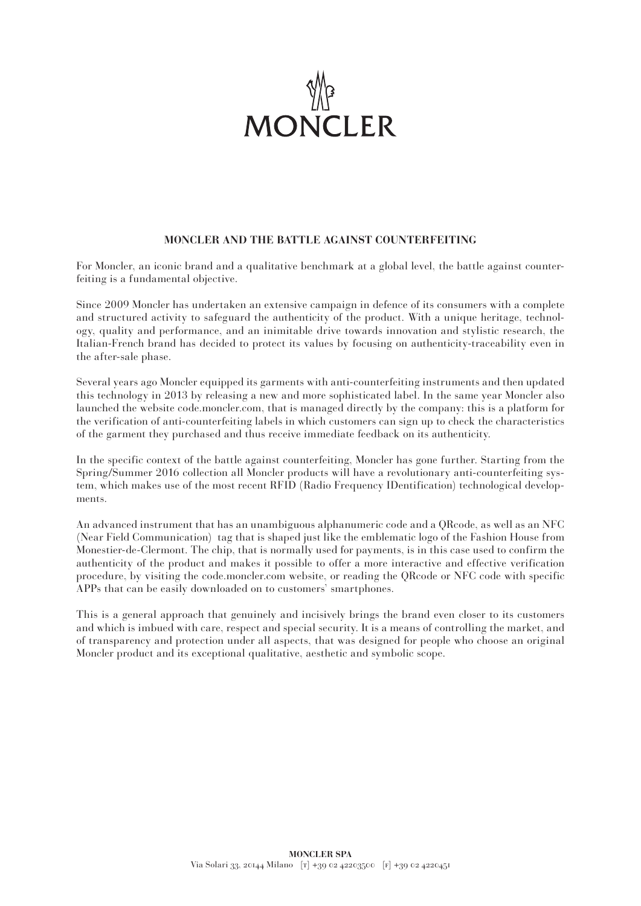MONCLER

## MONCLER AND THE BATTLE AGAINST COUNTERFEITING

For Moncler, an iconic brand and a qualitative benchmark at a global level, the battle against counterfeiting is a fundamental objective.

Since 2009 Moncler has undertaken an extensive campaign in defence of its consumers with a complete and structured activity to safeguard the authenticity of the product. With a unique heritage, technology, quality and performance, and an inimitable drive towards innovation and stylistic research, the Italian-French brand has decided to protect its values by focusing on authenticity-traceability even in the after-sale phase.

Several years ago Moncler equipped its garments with anti-counterfeiting instruments and then updated this technology in 2013 by releasing a new and more sophisticated label. In the same year Moncler also launched the website code.moncler.com, that is managed directly by the company: this is a platform for the verification of anti-counterfeiting labels in which customers can sign up to check the characteristics of the garment they purchased and thus receive immediate feedback on its authenticity.

In the specific context of the battle against counterfeiting, Moncler has gone further. Starting from the Spring/Summer 2016 collection all Moncler products will have a revolutionary anti-counterfeiting system, which makes use of the most recent RFID (Radio Frequency IDentification) technological developments.

An advanced instrument that has an unambiguous alphanumeric code and a QRcode, as well as an NFC (Near Field Communication) tag that is shaped just like the emblematic logo of the Fashion House from Monestier-de-Clermont. The chip, that is normally used for payments, is in this case used to confirm the authenticity of the product and makes it possible to offer a more interactive and effective verification procedure, by visiting the code.moncler.com website, or reading the QRcode or NFC code with specific APPs that can be easily downloaded on to customers' smartphones.

This is a general approach that genuinely and incisively brings the brand even closer to its customers and which is imbued with care, respect and special security. It is a means of controlling the market, and of transparency and protection under all aspects, that was designed for people who choose an original Moncler product and its exceptional qualitative, aesthetic and symbolic scope.

**MONCLER SPA**
Via Solari 33, 20144 Milano [T] +39 02 42203500 [F] +39 02 4220451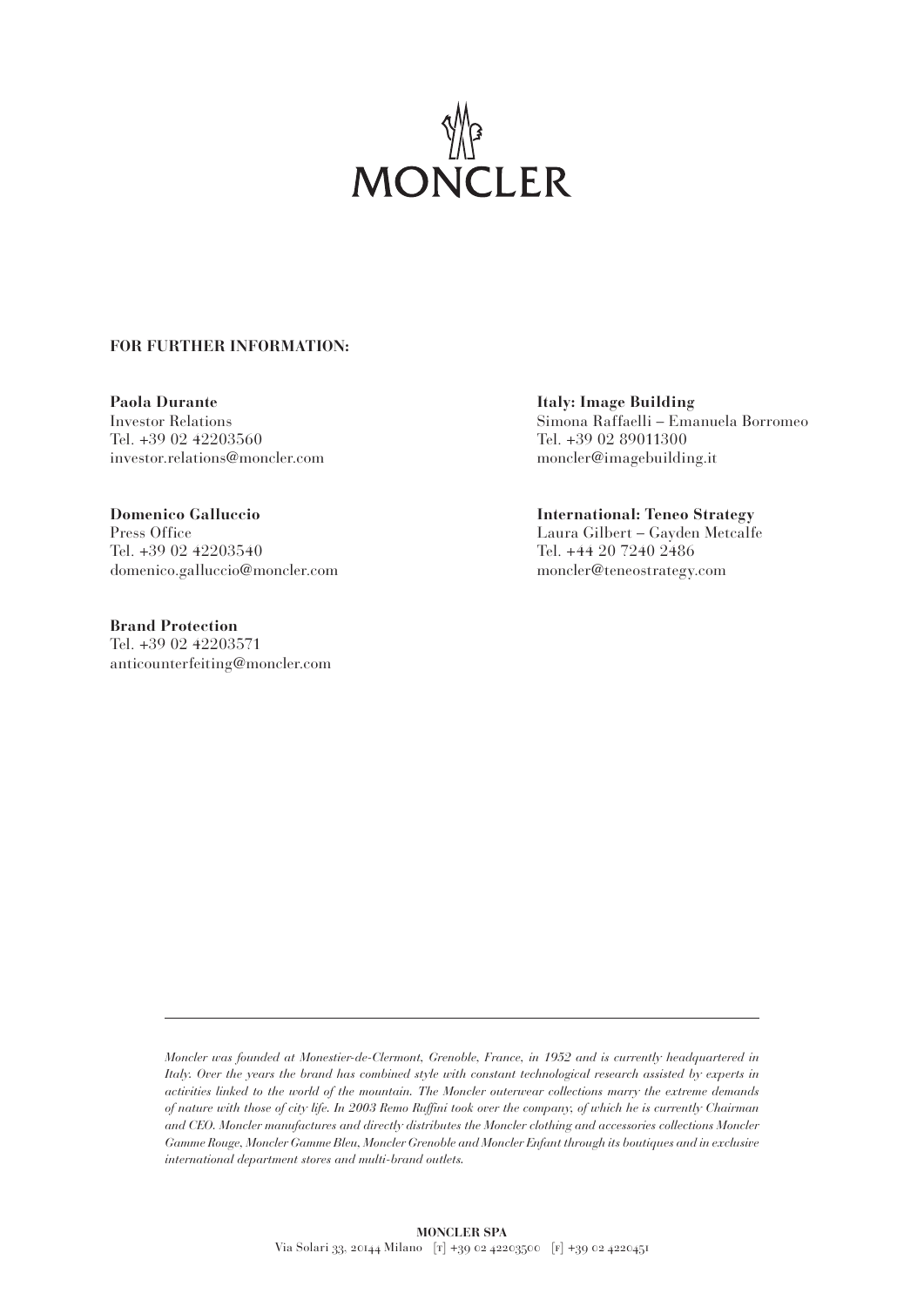MONCLER

**FOR FURTHER INFORMATION:**

**Paola Durante**
Investor Relations
Tel. +39 02 42203560
investor.relations@moncler.com

**Domenico Galluccio**
Press Office
Tel. +39 02 42203540
domenico.galluccio@moncler.com

**Brand Protection**
Tel. +39 02 42203571
anticounterfeiting@moncler.com

**Italy: Image Building**
Simona Raffaelli – Emanuela Borromeo
Tel. +39 02 89011300
moncler@imagebuilding.it

**International: Teneo Strategy**
Laura Gilbert – Gayden Metcalfe
Tel. +44 20 7240 2486
moncler@teneostrategy.com

---

*Moncler was founded at Monestier-de-Clermont, Grenoble, France, in 1952 and is currently headquartered in Italy. Over the years the brand has combined style with constant technological research assisted by experts in activities linked to the world of the mountain. The Moncler outerwear collections marry the extreme demands of nature with those of city life. In 2003 Remo Ruffini took over the company, of which he is currently Chairman and CEO. Moncler manufactures and directly distributes the Moncler clothing and accessories collections Moncler Gamme Rouge, Moncler Gamme Bleu, Moncler Grenoble and Moncler Enfant through its boutiques and in exclusive international department stores and multi-brand outlets.*

**MONCLER SPA**
Via Solari 33, 20144 Milano [T] +39 02 42203500 [F] +39 02 4220451